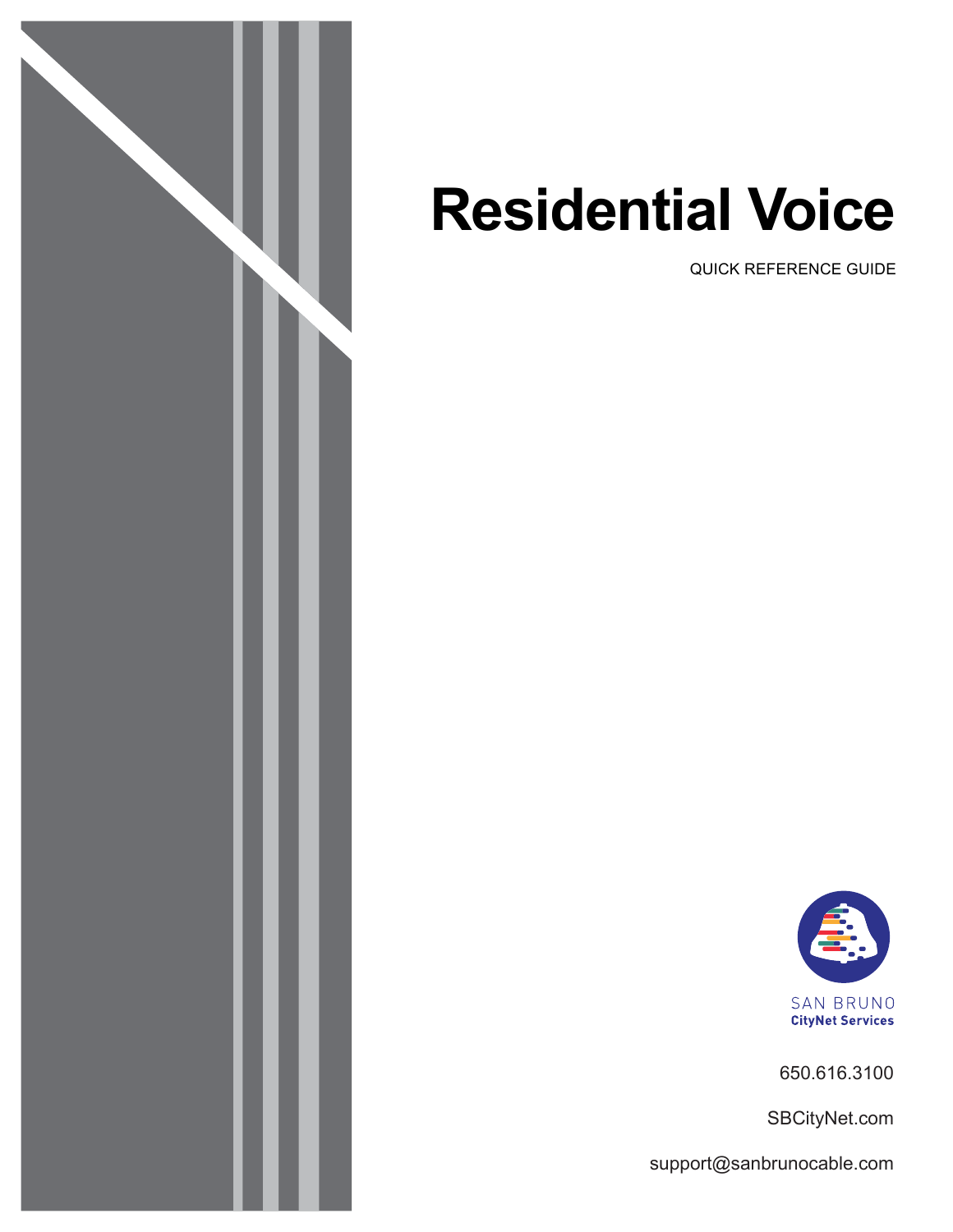# Residential Voice

QUICK REFERENCE GUIDE

SAN BRUNO
**CityNet Services**

650.616.3100

SBCityNet.com

support@sanbrunocable.com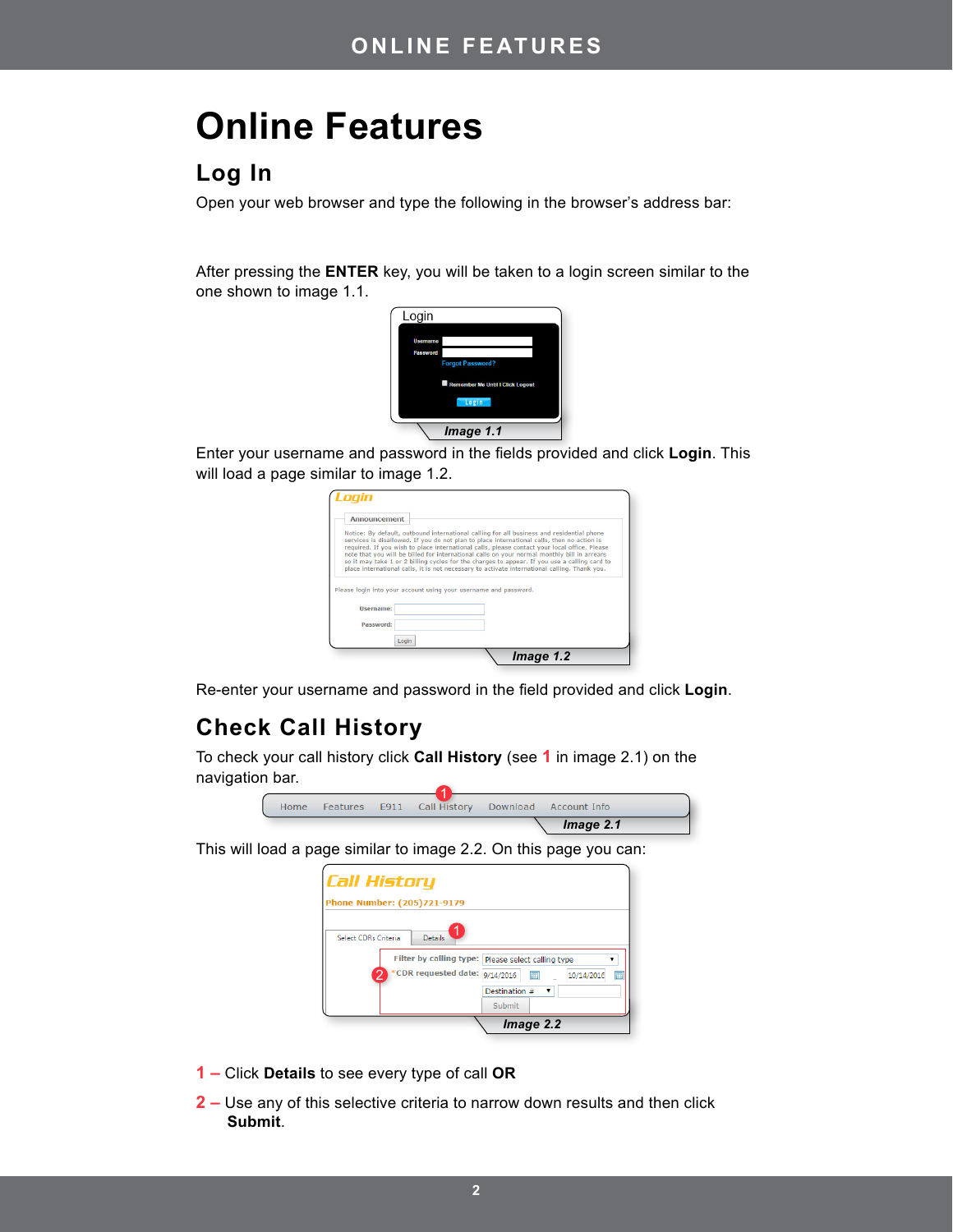# Online Features

## Log In

Open your web browser and type the following in the browser's address bar:

After pressing the **ENTER** key, you will be taken to a login screen similar to the one shown to image 1.1.

*Image 1.1*

Enter your username and password in the fields provided and click **Login**. This will load a page similar to image 1.2.

*Image 1.2*

Re-enter your username and password in the field provided and click **Login**.

## Check Call History

To check your call history click **Call History** (see **1** in image 2.1) on the navigation bar.

*Image 2.1*

This will load a page similar to image 2.2. On this page you can:

*Image 2.2*

**1 –** Click **Details** to see every type of call **OR**

**2 –** Use any of this selective criteria to narrow down results and then click **Submit**.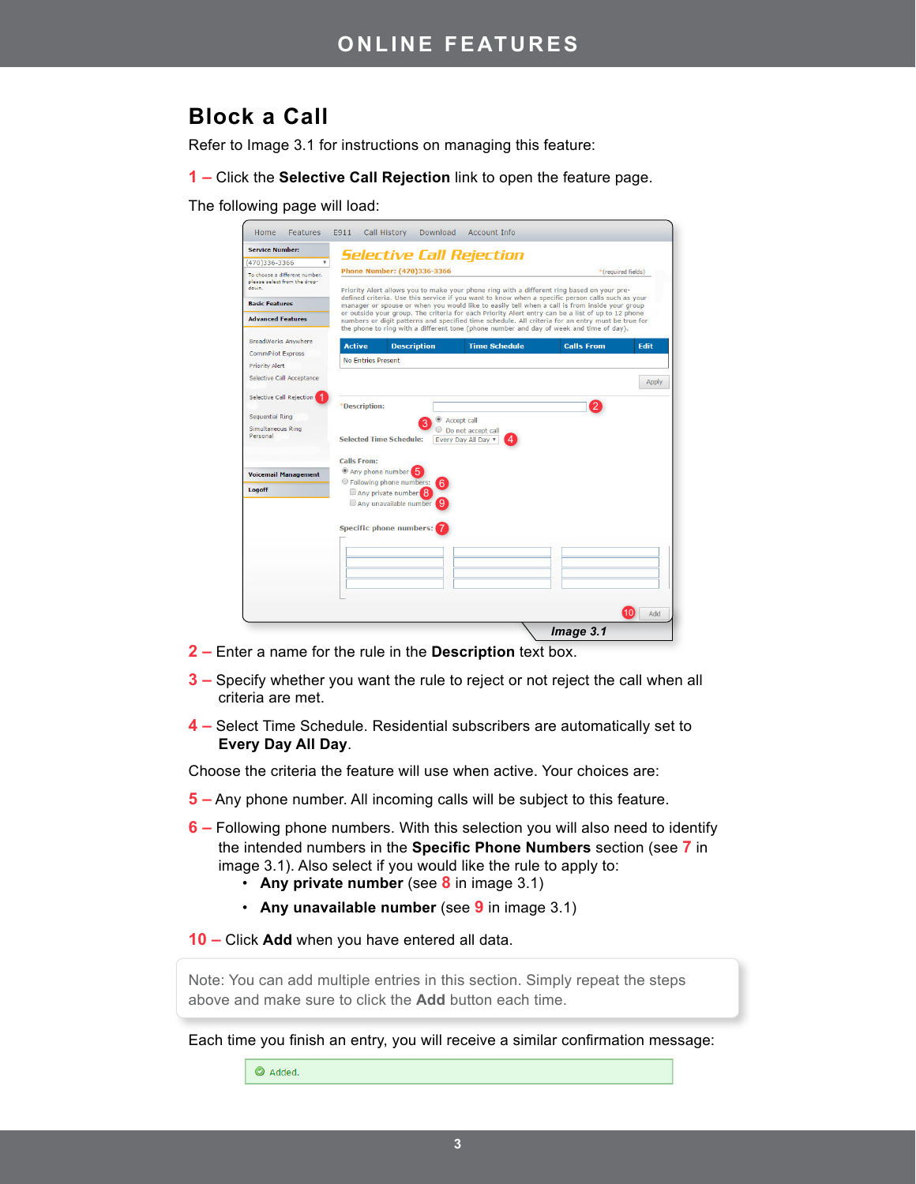## Block a Call

Refer to Image 3.1 for instructions on managing this feature:

**1 –** Click the **Selective Call Rejection** link to open the feature page.

The following page will load:

*Image 3.1*

**2 –** Enter a name for the rule in the **Description** text box.

**3 –** Specify whether you want the rule to reject or not reject the call when all criteria are met.

**4 –** Select Time Schedule. Residential subscribers are automatically set to **Every Day All Day**.

Choose the criteria the feature will use when active. Your choices are:

**5 –** Any phone number. All incoming calls will be subject to this feature.

**6 –** Following phone numbers. With this selection you will also need to identify the intended numbers in the **Specific Phone Numbers** section (see **7** in image 3.1). Also select if you would like the rule to apply to:

- **Any private number** (see **8** in image 3.1)
- **Any unavailable number** (see **9** in image 3.1)

**10 –** Click **Add** when you have entered all data.

> Note: You can add multiple entries in this section. Simply repeat the steps above and make sure to click the **Add** button each time.

Each time you finish an entry, you will receive a similar confirmation message:

Added.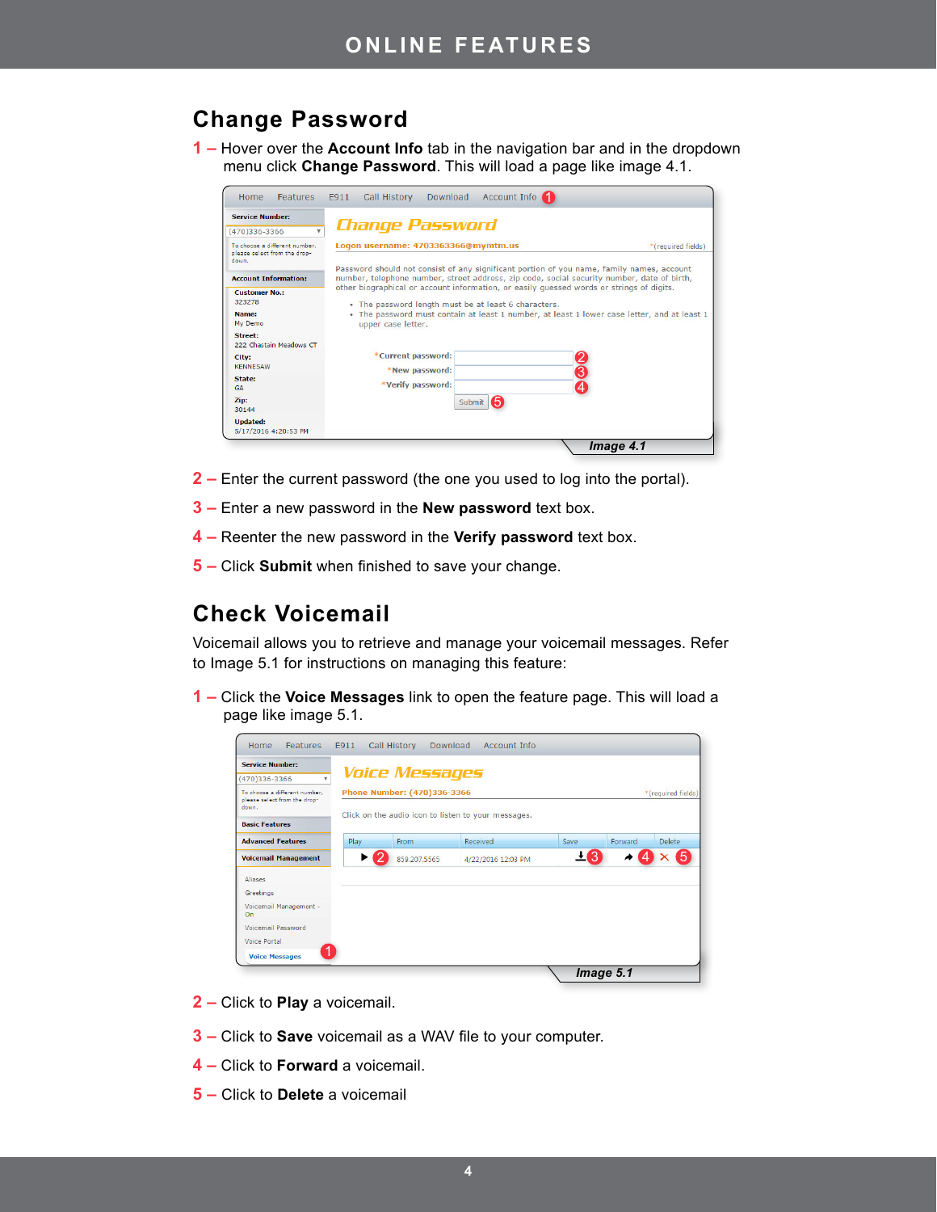## Change Password

1 – Hover over the **Account Info** tab in the navigation bar and in the dropdown menu click **Change Password**. This will load a page like image 4.1.

Image 4.1

2 – Enter the current password (the one you used to log into the portal).

3 – Enter a new password in the **New password** text box.

4 – Reenter the new password in the **Verify password** text box.

5 – Click **Submit** when finished to save your change.

## Check Voicemail

Voicemail allows you to retrieve and manage your voicemail messages. Refer to Image 5.1 for instructions on managing this feature:

1 – Click the **Voice Messages** link to open the feature page. This will load a page like image 5.1.

Image 5.1

2 – Click to **Play** a voicemail.

3 – Click to **Save** voicemail as a WAV file to your computer.

4 – Click to **Forward** a voicemail.

5 – Click to **Delete** a voicemail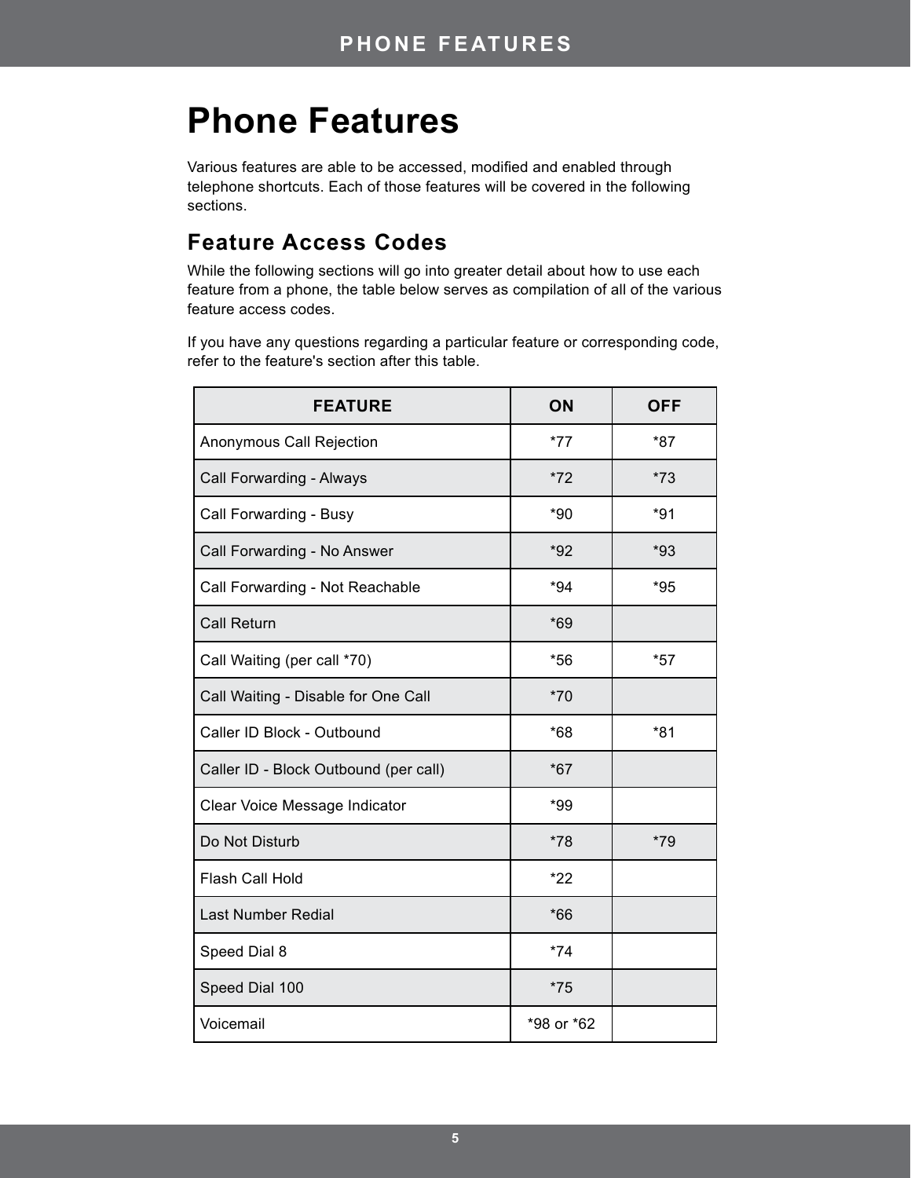# Phone Features

Various features are able to be accessed, modified and enabled through telephone shortcuts. Each of those features will be covered in the following sections.

## Feature Access Codes

While the following sections will go into greater detail about how to use each feature from a phone, the table below serves as compilation of all of the various feature access codes.

If you have any questions regarding a particular feature or corresponding code, refer to the feature's section after this table.

| FEATURE | ON | OFF |
|---|---|---|
| Anonymous Call Rejection | *77 | *87 |
| Call Forwarding - Always | *72 | *73 |
| Call Forwarding - Busy | *90 | *91 |
| Call Forwarding - No Answer | *92 | *93 |
| Call Forwarding - Not Reachable | *94 | *95 |
| Call Return | *69 | |
| Call Waiting (per call *70) | *56 | *57 |
| Call Waiting - Disable for One Call | *70 | |
| Caller ID Block - Outbound | *68 | *81 |
| Caller ID - Block Outbound (per call) | *67 | |
| Clear Voice Message Indicator | *99 | |
| Do Not Disturb | *78 | *79 |
| Flash Call Hold | *22 | |
| Last Number Redial | *66 | |
| Speed Dial 8 | *74 | |
| Speed Dial 100 | *75 | |
| Voicemail | *98 or *62 | |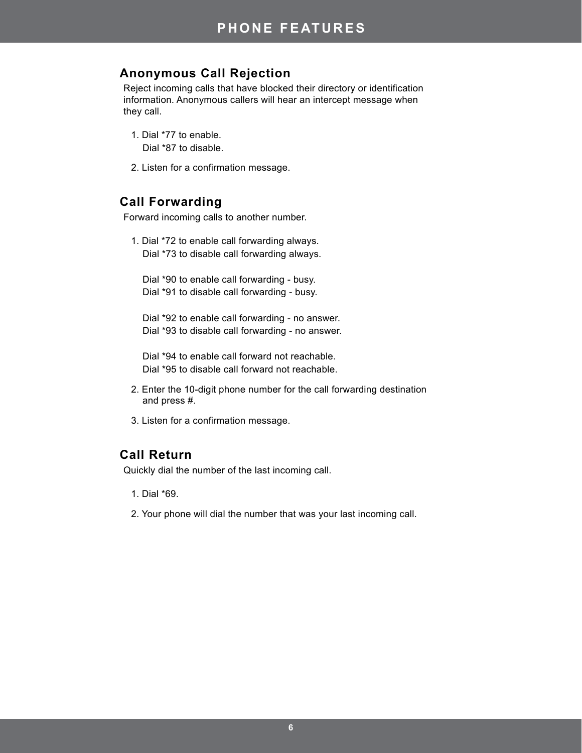# PHONE FEATURES

## Anonymous Call Rejection

Reject incoming calls that have blocked their directory or identification information. Anonymous callers will hear an intercept message when they call.

1. Dial *77 to enable.
   Dial *87 to disable.
2. Listen for a confirmation message.

## Call Forwarding

Forward incoming calls to another number.

1. Dial *72 to enable call forwarding always.
   Dial *73 to disable call forwarding always.

   Dial *90 to enable call forwarding - busy.
   Dial *91 to disable call forwarding - busy.

   Dial *92 to enable call forwarding - no answer.
   Dial *93 to disable call forwarding - no answer.

   Dial *94 to enable call forward not reachable.
   Dial *95 to disable call forward not reachable.
2. Enter the 10-digit phone number for the call forwarding destination and press #.
3. Listen for a confirmation message.

## Call Return

Quickly dial the number of the last incoming call.

1. Dial *69.
2. Your phone will dial the number that was your last incoming call.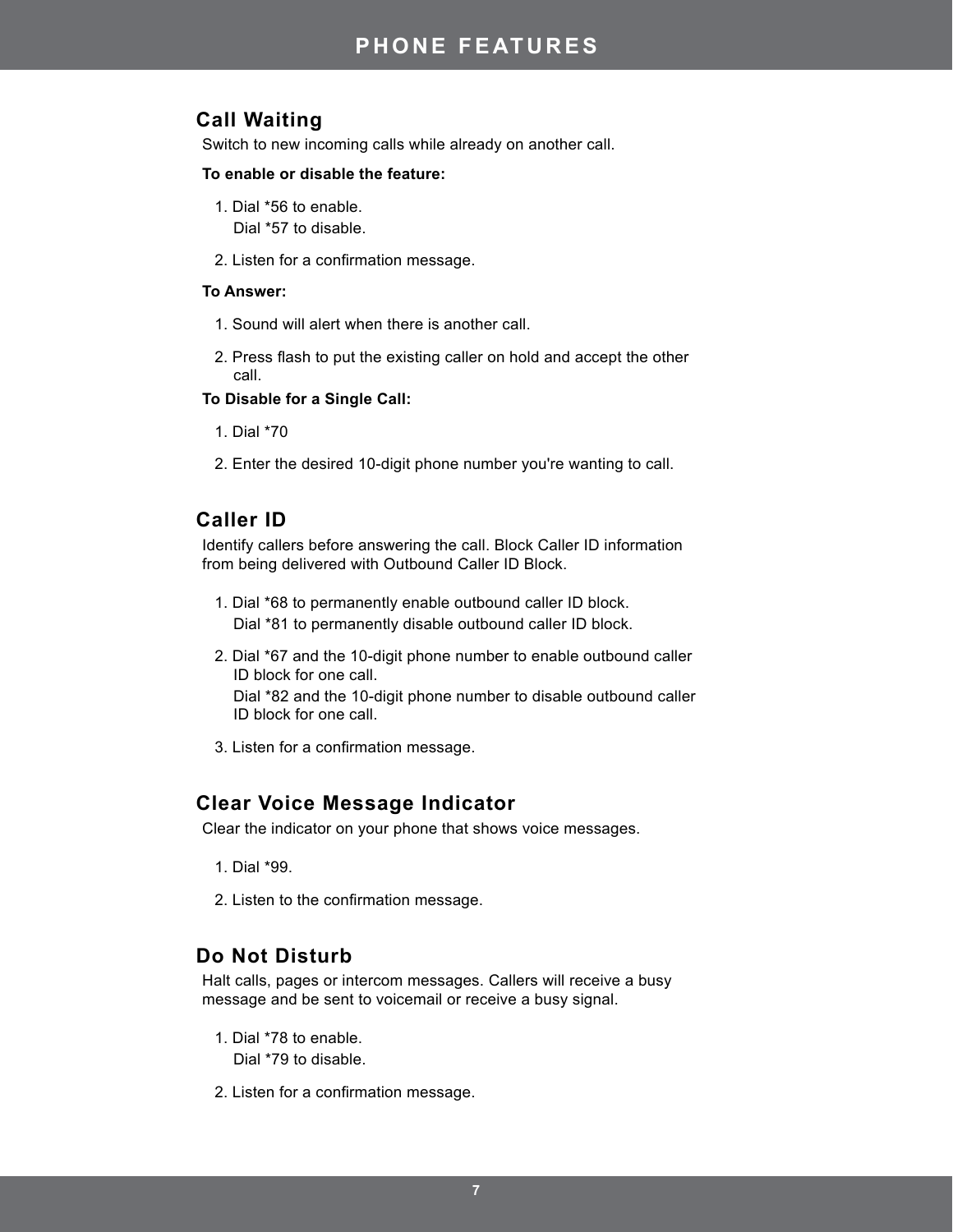# PHONE FEATURES

## Call Waiting

Switch to new incoming calls while already on another call.

**To enable or disable the feature:**

1. Dial *56 to enable.
   Dial *57 to disable.
2. Listen for a confirmation message.

**To Answer:**

1. Sound will alert when there is another call.
2. Press flash to put the existing caller on hold and accept the other call.

**To Disable for a Single Call:**

1. Dial *70
2. Enter the desired 10-digit phone number you're wanting to call.

## Caller ID

Identify callers before answering the call. Block Caller ID information from being delivered with Outbound Caller ID Block.

1. Dial *68 to permanently enable outbound caller ID block.
   Dial *81 to permanently disable outbound caller ID block.
2. Dial *67 and the 10-digit phone number to enable outbound caller ID block for one call.
   Dial *82 and the 10-digit phone number to disable outbound caller ID block for one call.
3. Listen for a confirmation message.

## Clear Voice Message Indicator

Clear the indicator on your phone that shows voice messages.

1. Dial *99.
2. Listen to the confirmation message.

## Do Not Disturb

Halt calls, pages or intercom messages. Callers will receive a busy message and be sent to voicemail or receive a busy signal.

1. Dial *78 to enable.
   Dial *79 to disable.
2. Listen for a confirmation message.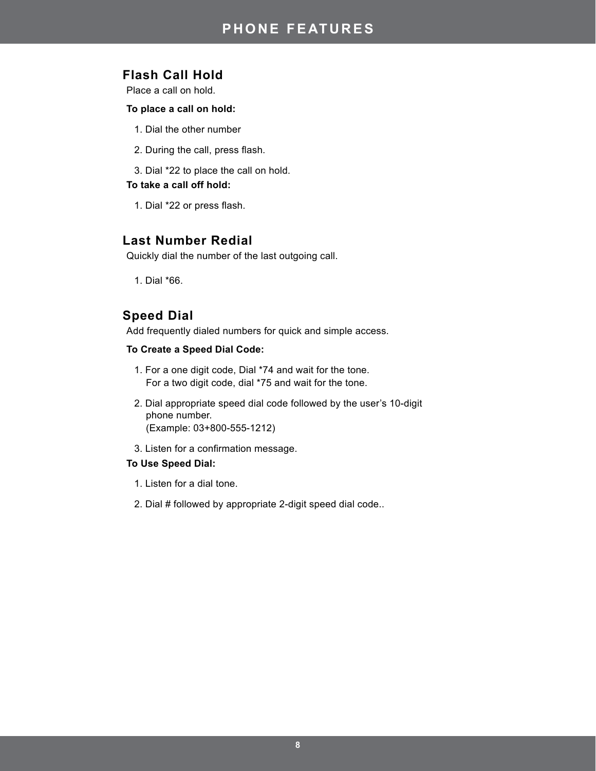# PHONE FEATURES

## Flash Call Hold

Place a call on hold.

**To place a call on hold:**

1. Dial the other number
2. During the call, press flash.
3. Dial *22 to place the call on hold.

**To take a call off hold:**

1. Dial *22 or press flash.

## Last Number Redial

Quickly dial the number of the last outgoing call.

1. Dial *66.

## Speed Dial

Add frequently dialed numbers for quick and simple access.

**To Create a Speed Dial Code:**

1. For a one digit code, Dial *74 and wait for the tone.
   For a two digit code, dial *75 and wait for the tone.
2. Dial appropriate speed dial code followed by the user's 10-digit phone number.
   (Example: 03+800-555-1212)
3. Listen for a confirmation message.

**To Use Speed Dial:**

1. Listen for a dial tone.
2. Dial # followed by appropriate 2-digit speed dial code..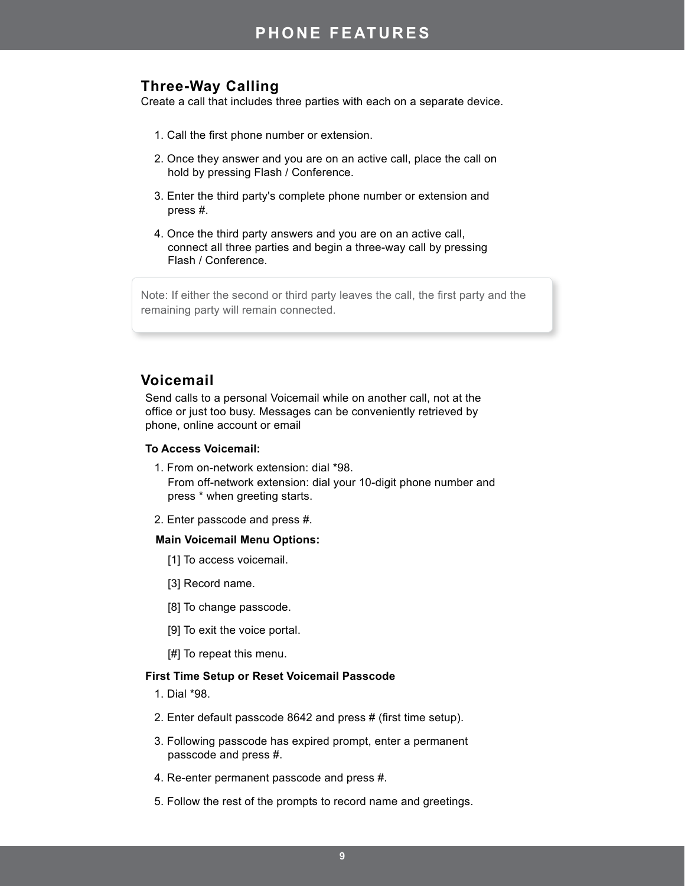## Three-Way Calling

Create a call that includes three parties with each on a separate device.

1. Call the first phone number or extension.
2. Once they answer and you are on an active call, place the call on hold by pressing Flash / Conference.
3. Enter the third party's complete phone number or extension and press #.
4. Once the third party answers and you are on an active call, connect all three parties and begin a three-way call by pressing Flash / Conference.

Note: If either the second or third party leaves the call, the first party and the remaining party will remain connected.

## Voicemail

Send calls to a personal Voicemail while on another call, not at the office or just too busy. Messages can be conveniently retrieved by phone, online account or email

**To Access Voicemail:**

1. From on-network extension: dial *98.
   From off-network extension: dial your 10-digit phone number and press * when greeting starts.
2. Enter passcode and press #.

**Main Voicemail Menu Options:**

[1] To access voicemail.

[3] Record name.

[8] To change passcode.

[9] To exit the voice portal.

[#] To repeat this menu.

**First Time Setup or Reset Voicemail Passcode**

1. Dial *98.
2. Enter default passcode 8642 and press # (first time setup).
3. Following passcode has expired prompt, enter a permanent passcode and press #.
4. Re-enter permanent passcode and press #.
5. Follow the rest of the prompts to record name and greetings.